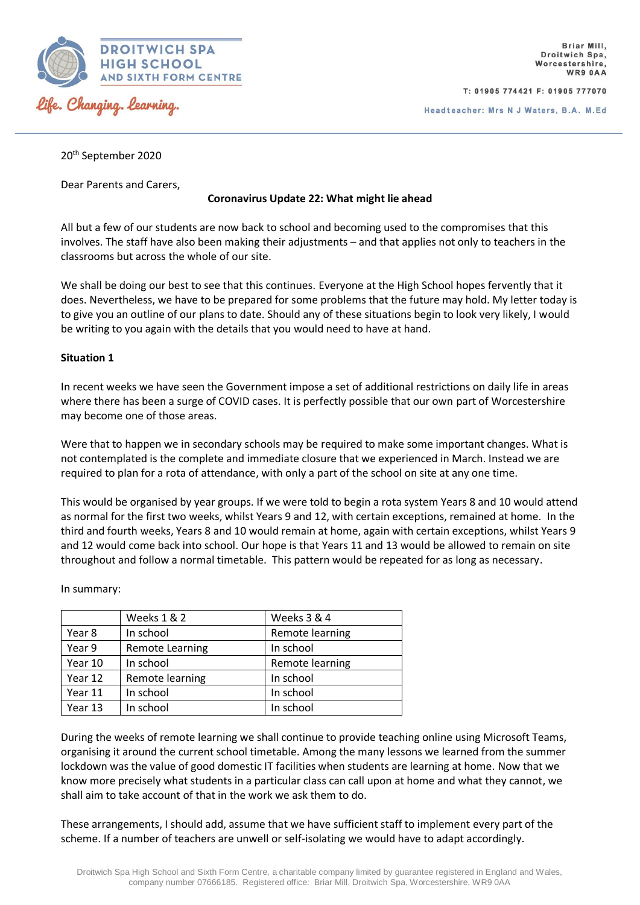**DROITWICH SPA HIGH SCHOOL AND SIXTH FORM CENTRE**

*Life. Changing. Learning.*

Briar Mill,
Droitwich Spa,
Worcestershire,
WR9 0AA

T: 01905 774421 F: 01905 777070

Headteacher: Mrs N J Waters, B.A. M.Ed

20th September 2020

Dear Parents and Carers,

**Coronavirus Update 22: What might lie ahead**

All but a few of our students are now back to school and becoming used to the compromises that this involves. The staff have also been making their adjustments – and that applies not only to teachers in the classrooms but across the whole of our site.

We shall be doing our best to see that this continues. Everyone at the High School hopes fervently that it does. Nevertheless, we have to be prepared for some problems that the future may hold. My letter today is to give you an outline of our plans to date. Should any of these situations begin to look very likely, I would be writing to you again with the details that you would need to have at hand.

**Situation 1**

In recent weeks we have seen the Government impose a set of additional restrictions on daily life in areas where there has been a surge of COVID cases. It is perfectly possible that our own part of Worcestershire may become one of those areas.

Were that to happen we in secondary schools may be required to make some important changes. What is not contemplated is the complete and immediate closure that we experienced in March. Instead we are required to plan for a rota of attendance, with only a part of the school on site at any one time.

This would be organised by year groups. If we were told to begin a rota system Years 8 and 10 would attend as normal for the first two weeks, whilst Years 9 and 12, with certain exceptions, remained at home. In the third and fourth weeks, Years 8 and 10 would remain at home, again with certain exceptions, whilst Years 9 and 12 would come back into school. Our hope is that Years 11 and 13 would be allowed to remain on site throughout and follow a normal timetable. This pattern would be repeated for as long as necessary.

In summary:

| | Weeks 1 & 2 | Weeks 3 & 4 |
|---|---|---|
| Year 8 | In school | Remote learning |
| Year 9 | Remote Learning | In school |
| Year 10 | In school | Remote learning |
| Year 12 | Remote learning | In school |
| Year 11 | In school | In school |
| Year 13 | In school | In school |

During the weeks of remote learning we shall continue to provide teaching online using Microsoft Teams, organising it around the current school timetable. Among the many lessons we learned from the summer lockdown was the value of good domestic IT facilities when students are learning at home. Now that we know more precisely what students in a particular class can call upon at home and what they cannot, we shall aim to take account of that in the work we ask them to do.

These arrangements, I should add, assume that we have sufficient staff to implement every part of the scheme. If a number of teachers are unwell or self-isolating we would have to adapt accordingly.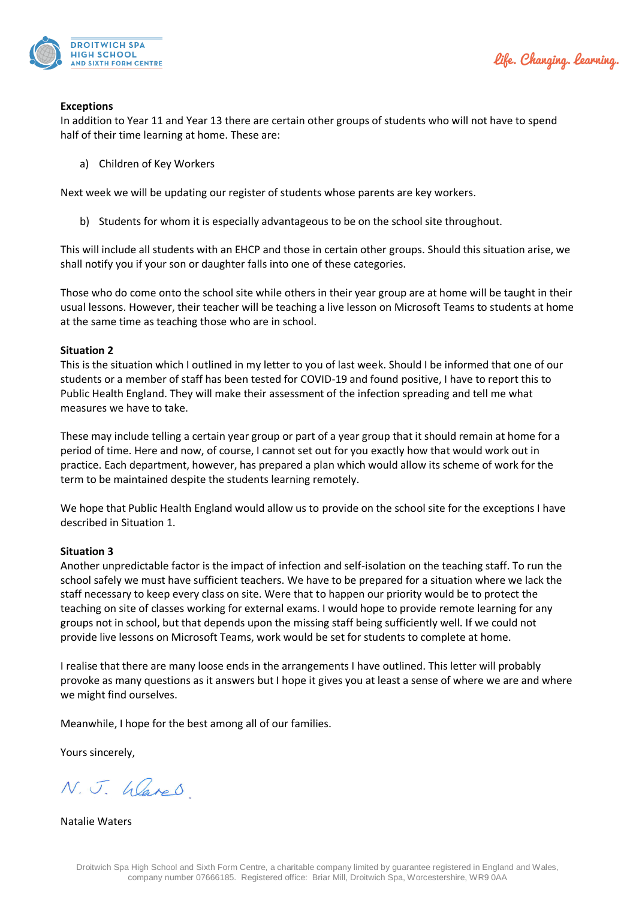**Exceptions**

In addition to Year 11 and Year 13 there are certain other groups of students who will not have to spend half of their time learning at home. These are:

a) Children of Key Workers

Next week we will be updating our register of students whose parents are key workers.

b) Students for whom it is especially advantageous to be on the school site throughout.

This will include all students with an EHCP and those in certain other groups. Should this situation arise, we shall notify you if your son or daughter falls into one of these categories.

Those who do come onto the school site while others in their year group are at home will be taught in their usual lessons. However, their teacher will be teaching a live lesson on Microsoft Teams to students at home at the same time as teaching those who are in school.

**Situation 2**

This is the situation which I outlined in my letter to you of last week. Should I be informed that one of our students or a member of staff has been tested for COVID-19 and found positive, I have to report this to Public Health England. They will make their assessment of the infection spreading and tell me what measures we have to take.

These may include telling a certain year group or part of a year group that it should remain at home for a period of time. Here and now, of course, I cannot set out for you exactly how that would work out in practice. Each department, however, has prepared a plan which would allow its scheme of work for the term to be maintained despite the students learning remotely.

We hope that Public Health England would allow us to provide on the school site for the exceptions I have described in Situation 1.

**Situation 3**

Another unpredictable factor is the impact of infection and self-isolation on the teaching staff. To run the school safely we must have sufficient teachers. We have to be prepared for a situation where we lack the staff necessary to keep every class on site. Were that to happen our priority would be to protect the teaching on site of classes working for external exams. I would hope to provide remote learning for any groups not in school, but that depends upon the missing staff being sufficiently well. If we could not provide live lessons on Microsoft Teams, work would be set for students to complete at home.

I realise that there are many loose ends in the arrangements I have outlined. This letter will probably provoke as many questions as it answers but I hope it gives you at least a sense of where we are and where we might find ourselves.

Meanwhile, I hope for the best among all of our families.

Yours sincerely,

N. J. Waters

Natalie Waters

Droitwich Spa High School and Sixth Form Centre, a charitable company limited by guarantee registered in England and Wales, company number 07666185. Registered office: Briar Mill, Droitwich Spa, Worcestershire, WR9 0AA